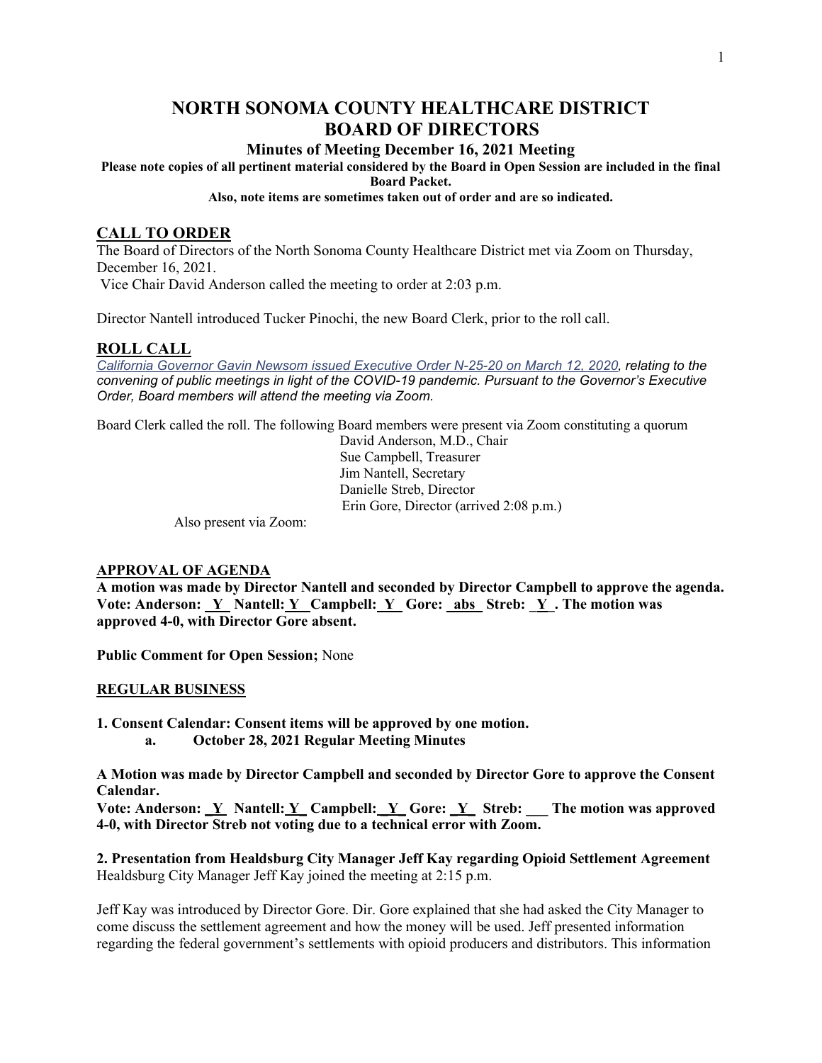# NORTH SONOMA COUNTY HEALTHCARE DISTRICT BOARD OF DIRECTORS

### Minutes of Meeting December 16, 2021 Meeting

**Please note copies of all pertinent material considered by the Board in Open Session are included in the final Board Packet.**

**Also, note items are sometimes taken out of order and are so indicated.**

## CALL TO ORDER

The Board of Directors of the North Sonoma County Healthcare District met via Zoom on Thursday, December 16, 2021.

Vice Chair David Anderson called the meeting to order at 2:03 p.m.

Director Nantell introduced Tucker Pinochi, the new Board Clerk, prior to the roll call.

## ROLL CALL

*California Governor Gavin Newsom issued Executive Order N-25-20 on March 12, 2020, relating to the convening of public meetings in light of the COVID-19 pandemic. Pursuant to the Governor's Executive Order, Board members will attend the meeting via Zoom.*

Board Clerk called the roll. The following Board members were present via Zoom constituting a quorum

David Anderson, M.D., Chair
Sue Campbell, Treasurer
Jim Nantell, Secretary
Danielle Streb, Director
Erin Gore, Director (arrived 2:08 p.m.)

Also present via Zoom:

**APPROVAL OF AGENDA**

**A motion was made by Director Nantell and seconded by Director Campbell to approve the agenda. Vote: Anderson: Y Nantell: Y Campbell: Y Gore: abs Streb: Y. The motion was approved 4-0, with Director Gore absent.**

**Public Comment for Open Session;** None

**REGULAR BUSINESS**

**1. Consent Calendar: Consent items will be approved by one motion.**

**a. October 28, 2021 Regular Meeting Minutes**

**A Motion was made by Director Campbell and seconded by Director Gore to approve the Consent Calendar.**

**Vote: Anderson: Y Nantell: Y Campbell: Y Gore: Y Streb: ___ The motion was approved 4-0, with Director Streb not voting due to a technical error with Zoom.**

**2. Presentation from Healdsburg City Manager Jeff Kay regarding Opioid Settlement Agreement**

Healdsburg City Manager Jeff Kay joined the meeting at 2:15 p.m.

Jeff Kay was introduced by Director Gore. Dir. Gore explained that she had asked the City Manager to come discuss the settlement agreement and how the money will be used. Jeff presented information regarding the federal government's settlements with opioid producers and distributors. This information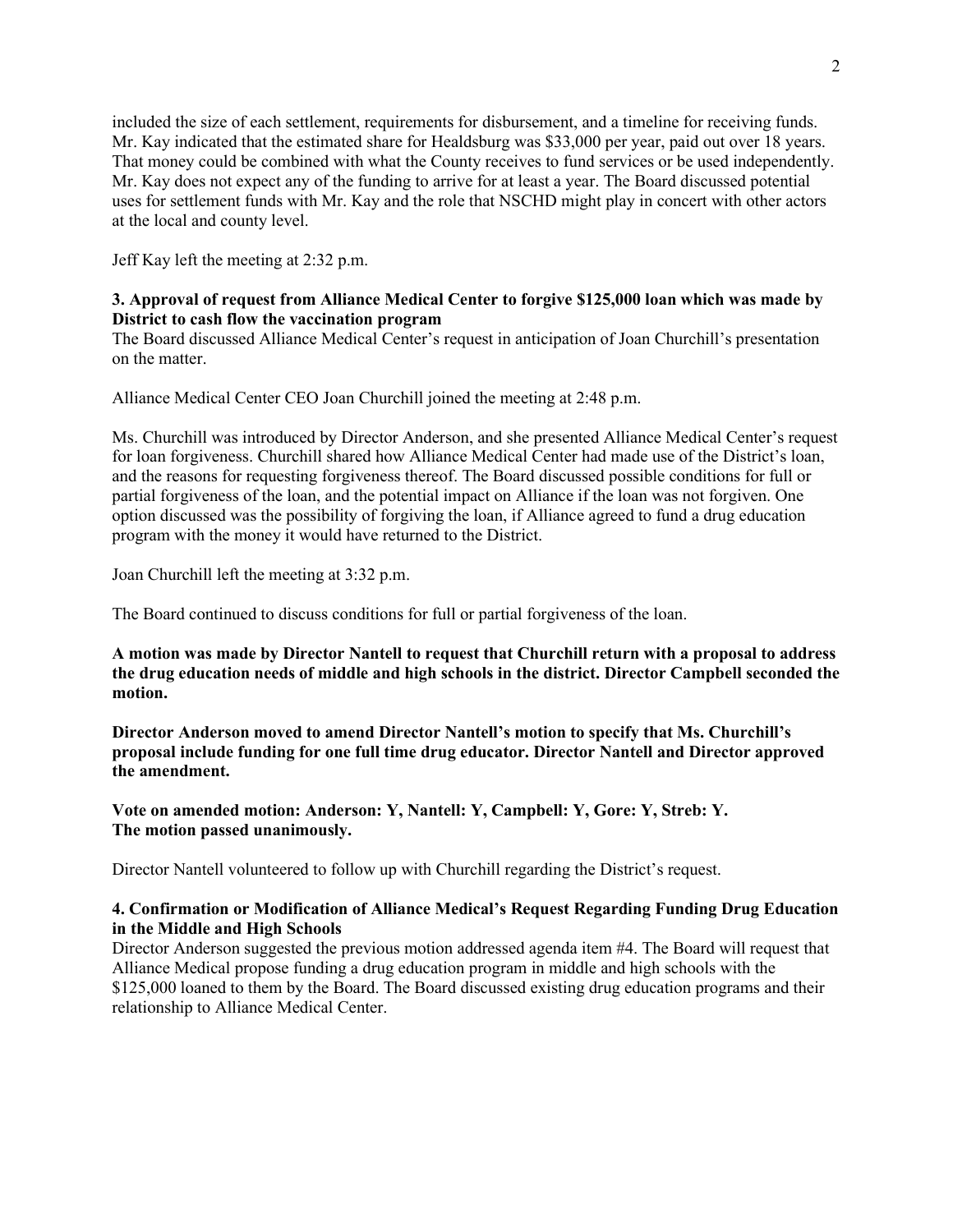included the size of each settlement, requirements for disbursement, and a timeline for receiving funds. Mr. Kay indicated that the estimated share for Healdsburg was $33,000 per year, paid out over 18 years. That money could be combined with what the County receives to fund services or be used independently. Mr. Kay does not expect any of the funding to arrive for at least a year. The Board discussed potential uses for settlement funds with Mr. Kay and the role that NSCHD might play in concert with other actors at the local and county level.

Jeff Kay left the meeting at 2:32 p.m.

**3. Approval of request from Alliance Medical Center to forgive $125,000 loan which was made by District to cash flow the vaccination program**

The Board discussed Alliance Medical Center's request in anticipation of Joan Churchill's presentation on the matter.

Alliance Medical Center CEO Joan Churchill joined the meeting at 2:48 p.m.

Ms. Churchill was introduced by Director Anderson, and she presented Alliance Medical Center's request for loan forgiveness. Churchill shared how Alliance Medical Center had made use of the District's loan, and the reasons for requesting forgiveness thereof. The Board discussed possible conditions for full or partial forgiveness of the loan, and the potential impact on Alliance if the loan was not forgiven. One option discussed was the possibility of forgiving the loan, if Alliance agreed to fund a drug education program with the money it would have returned to the District.

Joan Churchill left the meeting at 3:32 p.m.

The Board continued to discuss conditions for full or partial forgiveness of the loan.

**A motion was made by Director Nantell to request that Churchill return with a proposal to address the drug education needs of middle and high schools in the district. Director Campbell seconded the motion.**

**Director Anderson moved to amend Director Nantell's motion to specify that Ms. Churchill's proposal include funding for one full time drug educator. Director Nantell and Director approved the amendment.**

**Vote on amended motion: Anderson: Y, Nantell: Y, Campbell: Y, Gore: Y, Streb: Y.**
**The motion passed unanimously.**

Director Nantell volunteered to follow up with Churchill regarding the District's request.

**4. Confirmation or Modification of Alliance Medical's Request Regarding Funding Drug Education in the Middle and High Schools**

Director Anderson suggested the previous motion addressed agenda item #4. The Board will request that Alliance Medical propose funding a drug education program in middle and high schools with the $125,000 loaned to them by the Board. The Board discussed existing drug education programs and their relationship to Alliance Medical Center.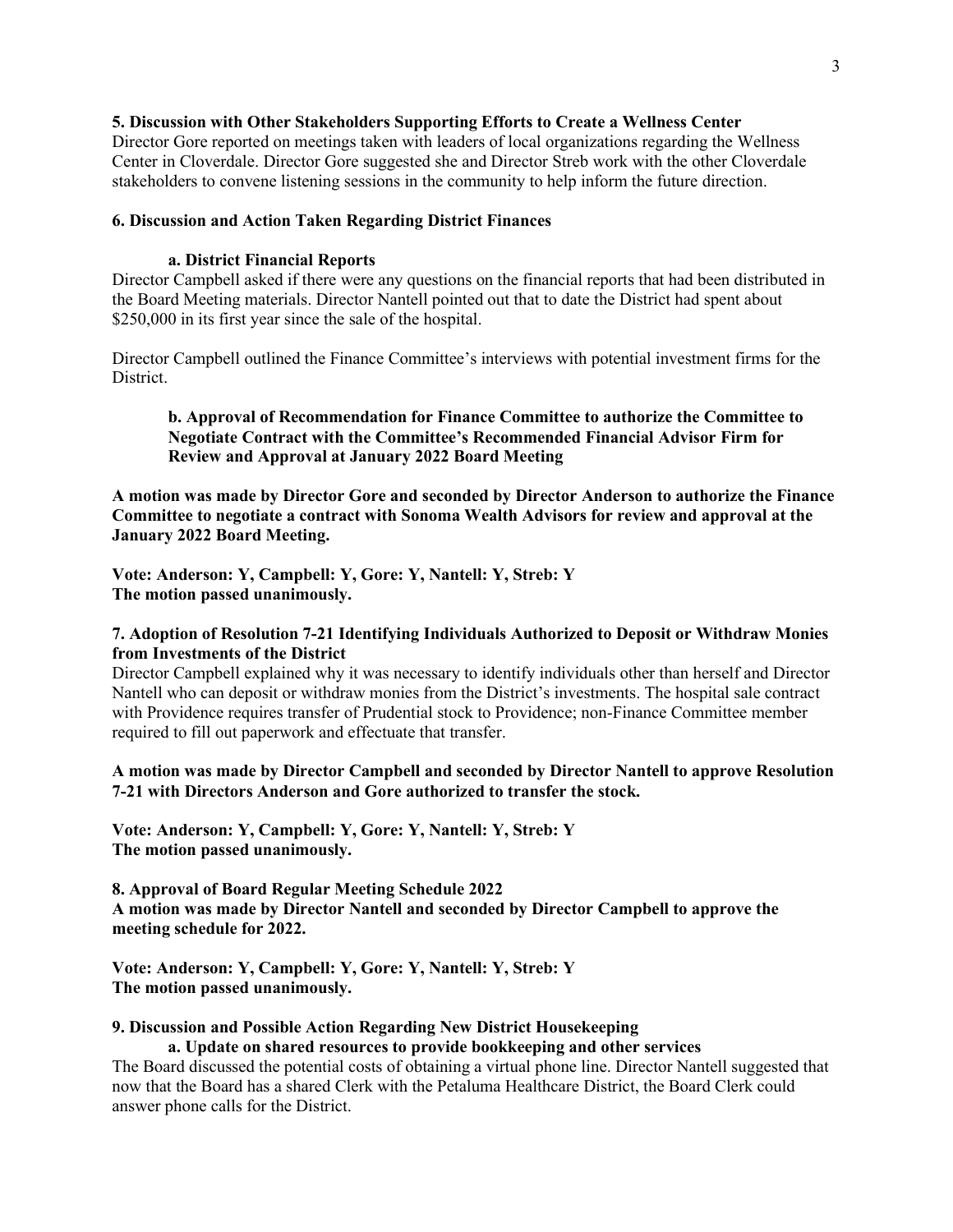**5. Discussion with Other Stakeholders Supporting Efforts to Create a Wellness Center**

Director Gore reported on meetings taken with leaders of local organizations regarding the Wellness Center in Cloverdale. Director Gore suggested she and Director Streb work with the other Cloverdale stakeholders to convene listening sessions in the community to help inform the future direction.

**6. Discussion and Action Taken Regarding District Finances**

**a. District Financial Reports**

Director Campbell asked if there were any questions on the financial reports that had been distributed in the Board Meeting materials. Director Nantell pointed out that to date the District had spent about $250,000 in its first year since the sale of the hospital.

Director Campbell outlined the Finance Committee's interviews with potential investment firms for the District.

**b. Approval of Recommendation for Finance Committee to authorize the Committee to Negotiate Contract with the Committee's Recommended Financial Advisor Firm for Review and Approval at January 2022 Board Meeting**

**A motion was made by Director Gore and seconded by Director Anderson to authorize the Finance Committee to negotiate a contract with Sonoma Wealth Advisors for review and approval at the January 2022 Board Meeting.**

**Vote: Anderson: Y, Campbell: Y, Gore: Y, Nantell: Y, Streb: Y**
**The motion passed unanimously.**

**7. Adoption of Resolution 7-21 Identifying Individuals Authorized to Deposit or Withdraw Monies from Investments of the District**

Director Campbell explained why it was necessary to identify individuals other than herself and Director Nantell who can deposit or withdraw monies from the District's investments. The hospital sale contract with Providence requires transfer of Prudential stock to Providence; non-Finance Committee member required to fill out paperwork and effectuate that transfer.

**A motion was made by Director Campbell and seconded by Director Nantell to approve Resolution 7-21 with Directors Anderson and Gore authorized to transfer the stock.**

**Vote: Anderson: Y, Campbell: Y, Gore: Y, Nantell: Y, Streb: Y**
**The motion passed unanimously.**

**8. Approval of Board Regular Meeting Schedule 2022**

**A motion was made by Director Nantell and seconded by Director Campbell to approve the meeting schedule for 2022.**

**Vote: Anderson: Y, Campbell: Y, Gore: Y, Nantell: Y, Streb: Y**
**The motion passed unanimously.**

**9. Discussion and Possible Action Regarding New District Housekeeping**

**a. Update on shared resources to provide bookkeeping and other services**

The Board discussed the potential costs of obtaining a virtual phone line. Director Nantell suggested that now that the Board has a shared Clerk with the Petaluma Healthcare District, the Board Clerk could answer phone calls for the District.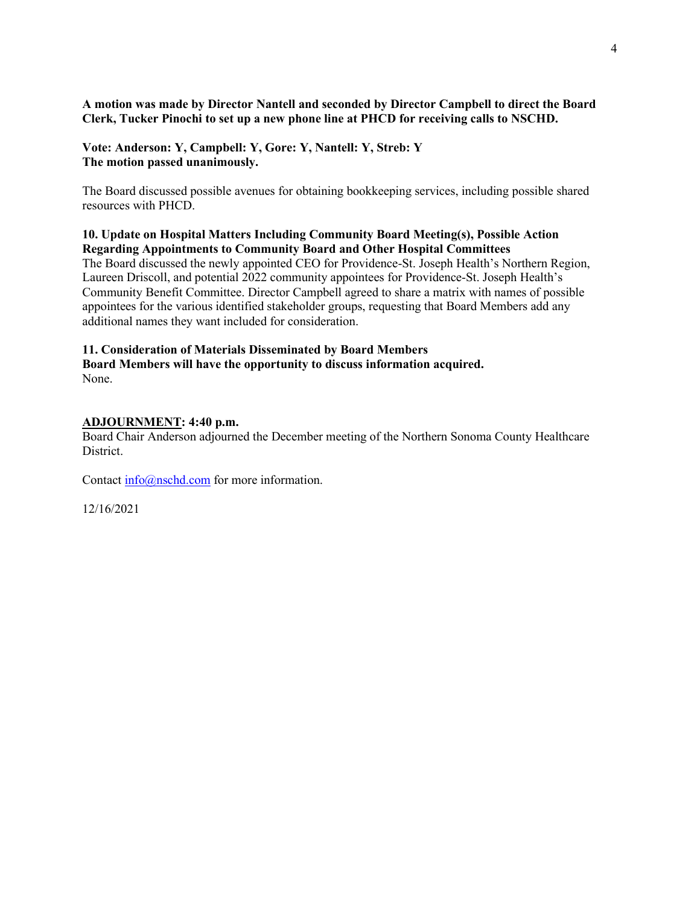**A motion was made by Director Nantell and seconded by Director Campbell to direct the Board Clerk, Tucker Pinochi to set up a new phone line at PHCD for receiving calls to NSCHD.**

**Vote: Anderson: Y, Campbell: Y, Gore: Y, Nantell: Y, Streb: Y**
**The motion passed unanimously.**

The Board discussed possible avenues for obtaining bookkeeping services, including possible shared resources with PHCD.

**10. Update on Hospital Matters Including Community Board Meeting(s), Possible Action Regarding Appointments to Community Board and Other Hospital Committees**

The Board discussed the newly appointed CEO for Providence-St. Joseph Health's Northern Region, Laureen Driscoll, and potential 2022 community appointees for Providence-St. Joseph Health's Community Benefit Committee. Director Campbell agreed to share a matrix with names of possible appointees for the various identified stakeholder groups, requesting that Board Members add any additional names they want included for consideration.

**11. Consideration of Materials Disseminated by Board Members**
**Board Members will have the opportunity to discuss information acquired.**

None.

**ADJOURNMENT: 4:40 p.m.**

Board Chair Anderson adjourned the December meeting of the Northern Sonoma County Healthcare District.

Contact info@nschd.com for more information.

12/16/2021